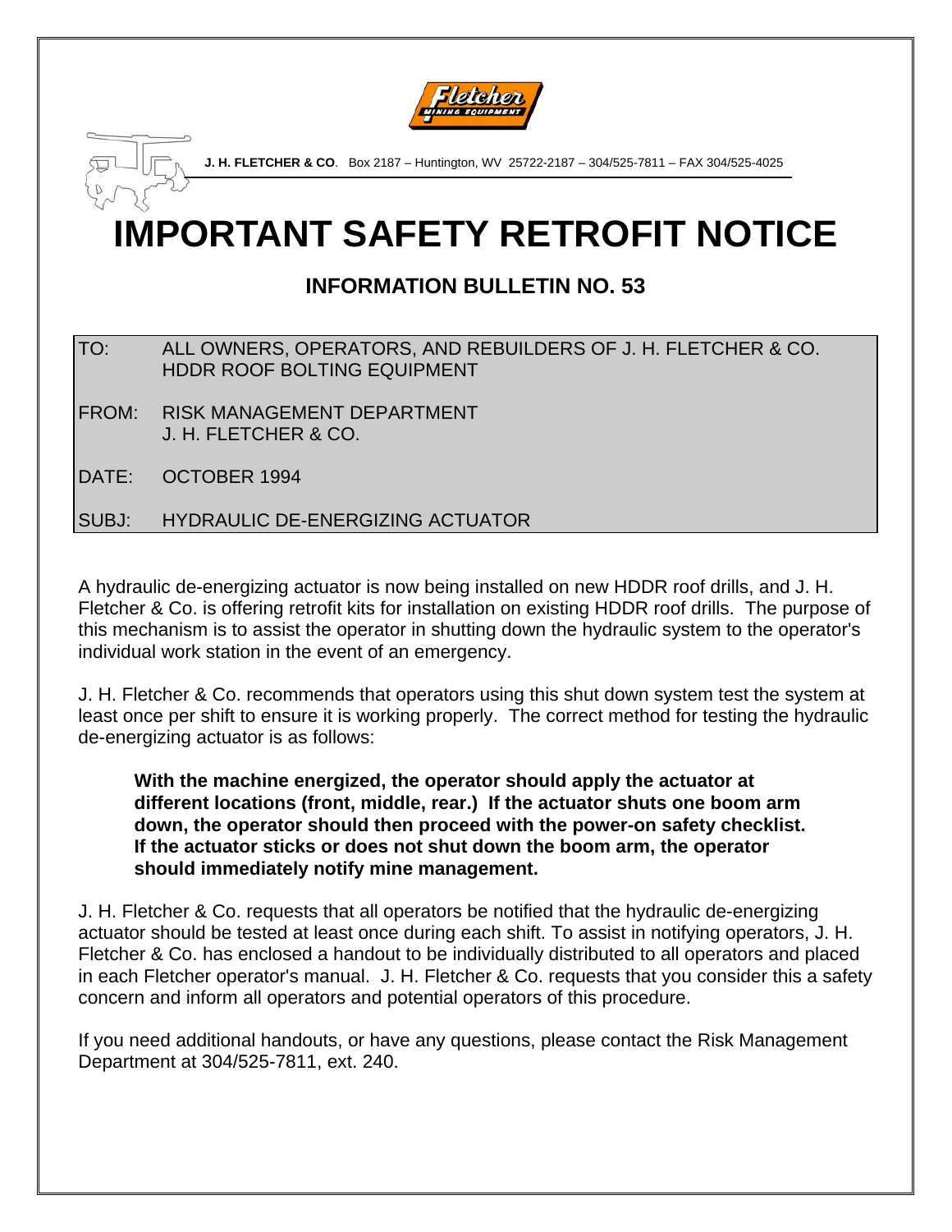**J. H. FLETCHER & CO**. Box 2187 – Huntington, WV 25722-2187 – 304/525-7811 – FAX 304/525-4025

# IMPORTANT SAFETY RETROFIT NOTICE

## INFORMATION BULLETIN NO. 53

| | |
|---|---|
| TO: | ALL OWNERS, OPERATORS, AND REBUILDERS OF J. H. FLETCHER & CO. HDDR ROOF BOLTING EQUIPMENT |
| FROM: | RISK MANAGEMENT DEPARTMENT J. H. FLETCHER & CO. |
| DATE: | OCTOBER 1994 |
| SUBJ: | HYDRAULIC DE-ENERGIZING ACTUATOR |

A hydraulic de-energizing actuator is now being installed on new HDDR roof drills, and J. H. Fletcher & Co. is offering retrofit kits for installation on existing HDDR roof drills. The purpose of this mechanism is to assist the operator in shutting down the hydraulic system to the operator's individual work station in the event of an emergency.

J. H. Fletcher & Co. recommends that operators using this shut down system test the system at least once per shift to ensure it is working properly. The correct method for testing the hydraulic de-energizing actuator is as follows:

> **With the machine energized, the operator should apply the actuator at different locations (front, middle, rear.) If the actuator shuts one boom arm down, the operator should then proceed with the power-on safety checklist. If the actuator sticks or does not shut down the boom arm, the operator should immediately notify mine management.**

J. H. Fletcher & Co. requests that all operators be notified that the hydraulic de-energizing actuator should be tested at least once during each shift. To assist in notifying operators, J. H. Fletcher & Co. has enclosed a handout to be individually distributed to all operators and placed in each Fletcher operator's manual. J. H. Fletcher & Co. requests that you consider this a safety concern and inform all operators and potential operators of this procedure.

If you need additional handouts, or have any questions, please contact the Risk Management Department at 304/525-7811, ext. 240.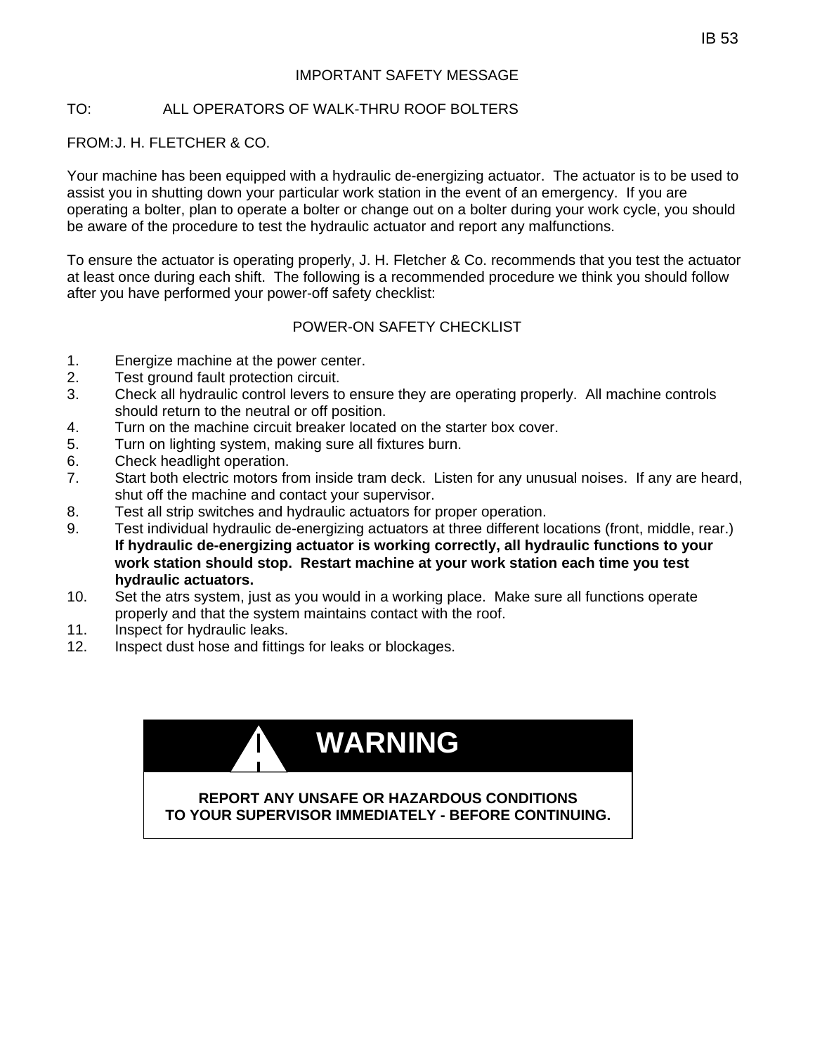IB 53

IMPORTANT SAFETY MESSAGE

TO: ALL OPERATORS OF WALK-THRU ROOF BOLTERS

FROM: J. H. FLETCHER & CO.

Your machine has been equipped with a hydraulic de-energizing actuator. The actuator is to be used to assist you in shutting down your particular work station in the event of an emergency. If you are operating a bolter, plan to operate a bolter or change out on a bolter during your work cycle, you should be aware of the procedure to test the hydraulic actuator and report any malfunctions.

To ensure the actuator is operating properly, J. H. Fletcher & Co. recommends that you test the actuator at least once during each shift. The following is a recommended procedure we think you should follow after you have performed your power-off safety checklist:

POWER-ON SAFETY CHECKLIST

1. Energize machine at the power center.
2. Test ground fault protection circuit.
3. Check all hydraulic control levers to ensure they are operating properly. All machine controls should return to the neutral or off position.
4. Turn on the machine circuit breaker located on the starter box cover.
5. Turn on lighting system, making sure all fixtures burn.
6. Check headlight operation.
7. Start both electric motors from inside tram deck. Listen for any unusual noises. If any are heard, shut off the machine and contact your supervisor.
8. Test all strip switches and hydraulic actuators for proper operation.
9. Test individual hydraulic de-energizing actuators at three different locations (front, middle, rear.) **If hydraulic de-energizing actuator is working correctly, all hydraulic functions to your work station should stop. Restart machine at your work station each time you test hydraulic actuators.**
10. Set the atrs system, just as you would in a working place. Make sure all functions operate properly and that the system maintains contact with the roof.
11. Inspect for hydraulic leaks.
12. Inspect dust hose and fittings for leaks or blockages.

**WARNING**

**REPORT ANY UNSAFE OR HAZARDOUS CONDITIONS TO YOUR SUPERVISOR IMMEDIATELY - BEFORE CONTINUING.**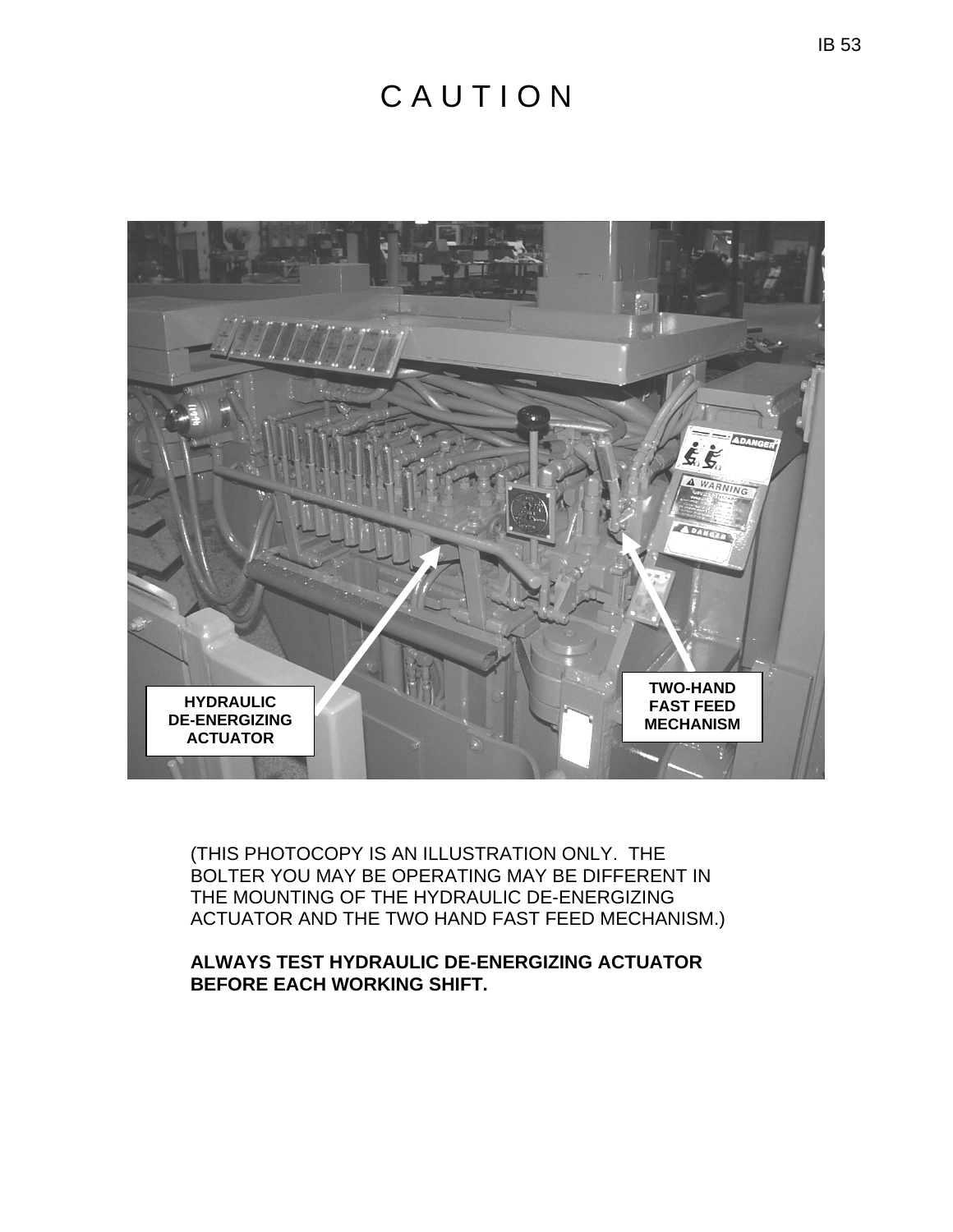# C A U T I O N

HYDRAULIC DE-ENERGIZING ACTUATOR

TWO-HAND FAST FEED MECHANISM

(THIS PHOTOCOPY IS AN ILLUSTRATION ONLY. THE BOLTER YOU MAY BE OPERATING MAY BE DIFFERENT IN THE MOUNTING OF THE HYDRAULIC DE-ENERGIZING ACTUATOR AND THE TWO HAND FAST FEED MECHANISM.)

**ALWAYS TEST HYDRAULIC DE-ENERGIZING ACTUATOR BEFORE EACH WORKING SHIFT.**